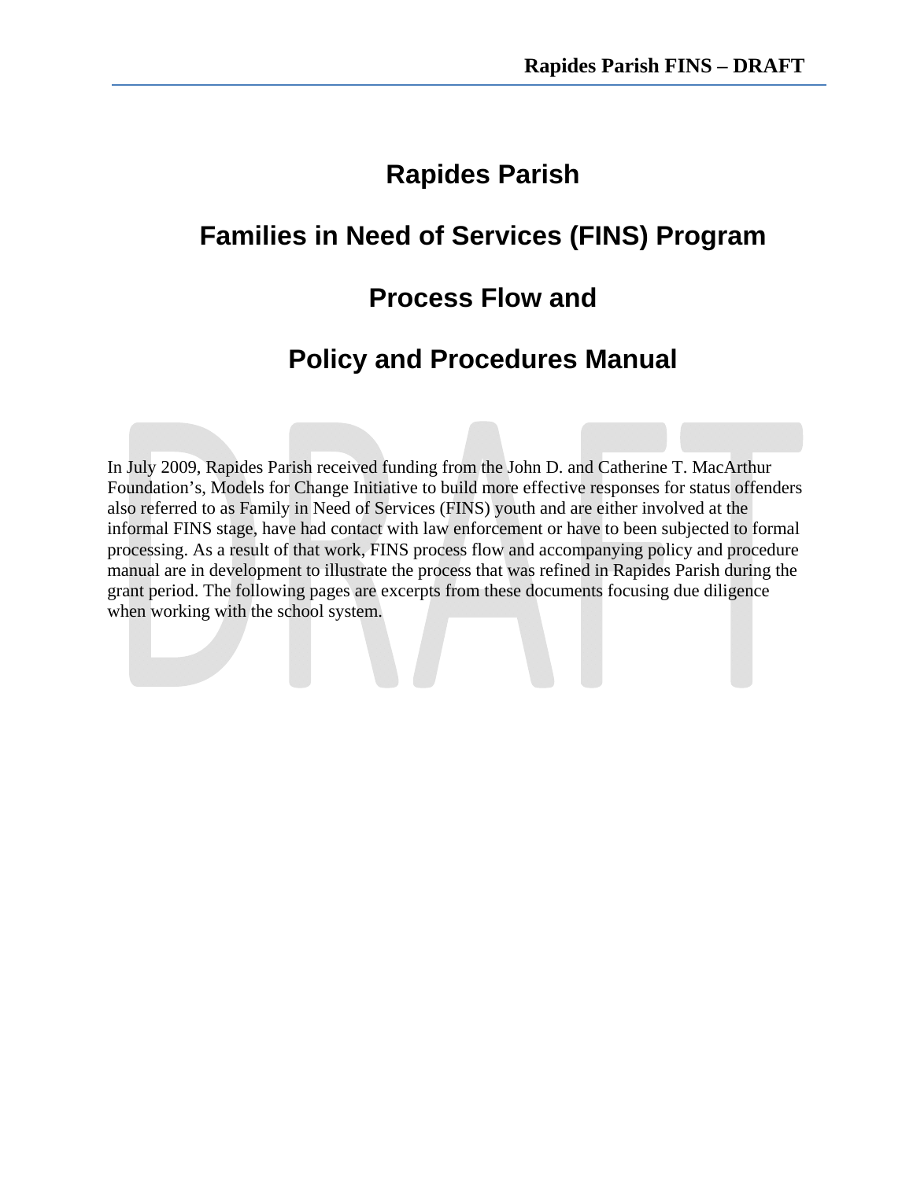# Rapides Parish

# Families in Need of Services (FINS) Program

# Process Flow and

# Policy and Procedures Manual

In July 2009, Rapides Parish received funding from the John D. and Catherine T. MacArthur Foundation's, Models for Change Initiative to build more effective responses for status offenders also referred to as Family in Need of Services (FINS) youth and are either involved at the informal FINS stage, have had contact with law enforcement or have to been subjected to formal processing. As a result of that work, FINS process flow and accompanying policy and procedure manual are in development to illustrate the process that was refined in Rapides Parish during the grant period. The following pages are excerpts from these documents focusing due diligence when working with the school system.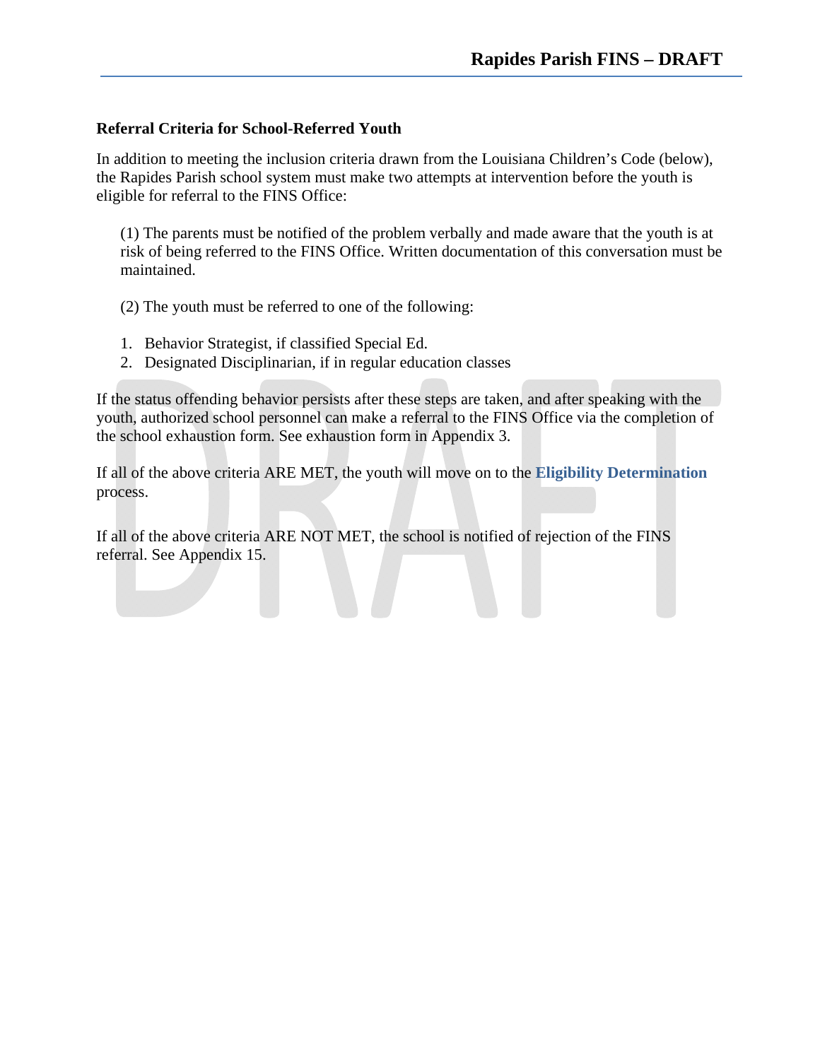**Referral Criteria for School-Referred Youth**

In addition to meeting the inclusion criteria drawn from the Louisiana Children's Code (below), the Rapides Parish school system must make two attempts at intervention before the youth is eligible for referral to the FINS Office:

(1) The parents must be notified of the problem verbally and made aware that the youth is at risk of being referred to the FINS Office. Written documentation of this conversation must be maintained.

(2) The youth must be referred to one of the following:

1. Behavior Strategist, if classified Special Ed.
2. Designated Disciplinarian, if in regular education classes

If the status offending behavior persists after these steps are taken, and after speaking with the youth, authorized school personnel can make a referral to the FINS Office via the completion of the school exhaustion form. See exhaustion form in Appendix 3.

If all of the above criteria ARE MET, the youth will move on to the **Eligibility Determination** process.

If all of the above criteria ARE NOT MET, the school is notified of rejection of the FINS referral. See Appendix 15.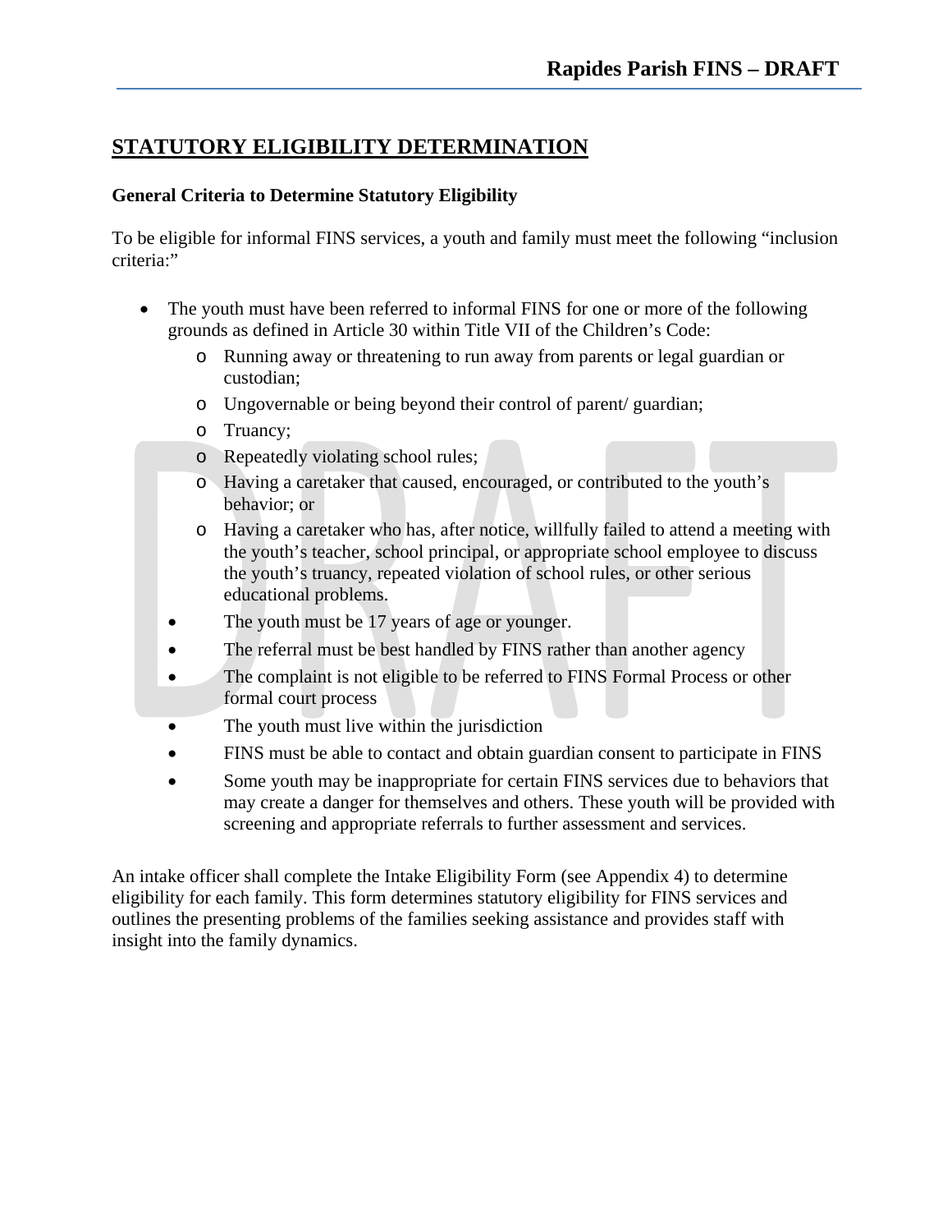## STATUTORY ELIGIBILITY DETERMINATION

**General Criteria to Determine Statutory Eligibility**

To be eligible for informal FINS services, a youth and family must meet the following "inclusion criteria:"

- The youth must have been referred to informal FINS for one or more of the following grounds as defined in Article 30 within Title VII of the Children's Code:
  - Running away or threatening to run away from parents or legal guardian or custodian;
  - Ungovernable or being beyond their control of parent/ guardian;
  - Truancy;
  - Repeatedly violating school rules;
  - Having a caretaker that caused, encouraged, or contributed to the youth's behavior; or
  - Having a caretaker who has, after notice, willfully failed to attend a meeting with the youth's teacher, school principal, or appropriate school employee to discuss the youth's truancy, repeated violation of school rules, or other serious educational problems.
- The youth must be 17 years of age or younger.
- The referral must be best handled by FINS rather than another agency
- The complaint is not eligible to be referred to FINS Formal Process or other formal court process
- The youth must live within the jurisdiction
- FINS must be able to contact and obtain guardian consent to participate in FINS
- Some youth may be inappropriate for certain FINS services due to behaviors that may create a danger for themselves and others. These youth will be provided with screening and appropriate referrals to further assessment and services.

An intake officer shall complete the Intake Eligibility Form (see Appendix 4) to determine eligibility for each family. This form determines statutory eligibility for FINS services and outlines the presenting problems of the families seeking assistance and provides staff with insight into the family dynamics.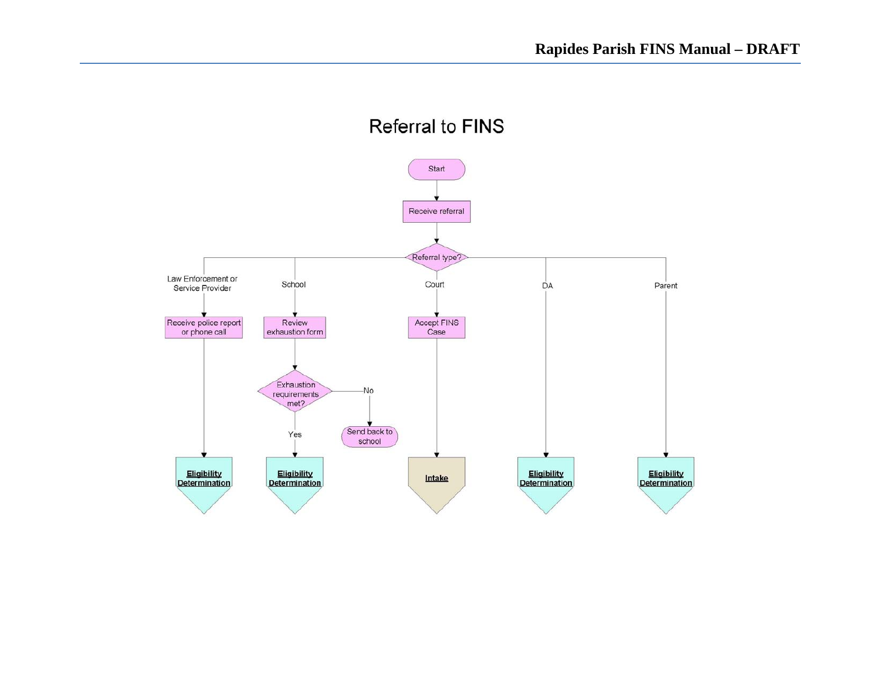# Referral to FINS

Start

Receive referral

Referral type?

- Law Enforcement or Service Provider
  - Receive police report or phone call
  - **Eligibility Determination**
- School
  - Review exhaustion form
  - Exhaustion requirements met?
    - Yes → **Eligibility Determination**
    - No → Send back to school
- Court
  - Accept FINS Case
  - **Intake**
- DA
  - **Eligibility Determination**
- Parent
  - **Eligibility Determination**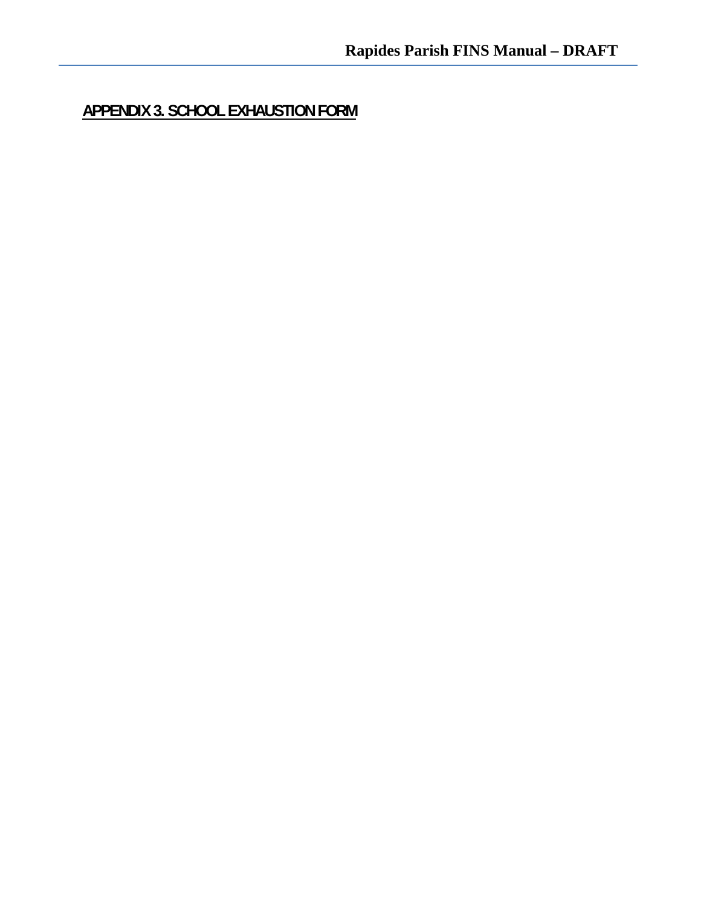## APPENDIX 3. SCHOOL EXHAUSTION FORM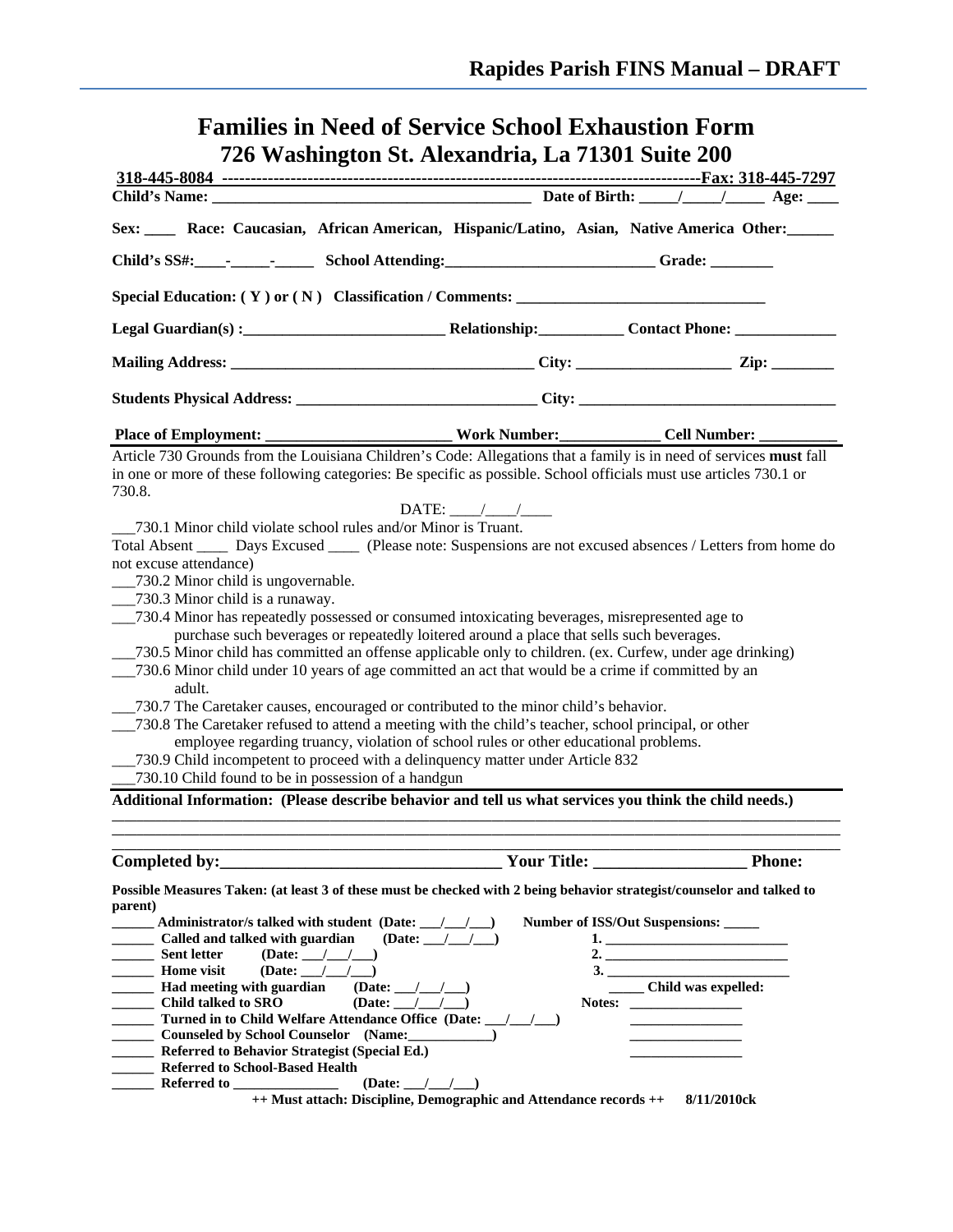# Families in Need of Service School Exhaustion Form

## 726 Washington St. Alexandria, La 71301 Suite 200

**318-445-8084 ------------------------------------------------------------------------------------Fax: 318-445-7297**

**Child's Name: ________________________________________ Date of Birth: _____/_____/_____ Age: ____**

**Sex: ____ Race: Caucasian, African American, Hispanic/Latino, Asian, Native America Other:______**

**Child's SS#:____-_____-_____ School Attending:__________________________ Grade: ________**

**Special Education: ( Y ) or ( N ) Classification / Comments: _______________________________**

**Legal Guardian(s) :_________________________ Relationship:__________ Contact Phone: ____________**

**Mailing Address: _____________________________________ City: ___________________ Zip: ________**

**Students Physical Address: ______________________________ City: ________________________________**

**Place of Employment: _______________________ Work Number:____________ Cell Number: __________**

Article 730 Grounds from the Louisiana Children's Code: Allegations that a family is in need of services **must** fall in one or more of these following categories: Be specific as possible. School officials must use articles 730.1 or 730.8.

DATE: ____/____/____

___730.1 Minor child violate school rules and/or Minor is Truant.
Total Absent ____ Days Excused ____ (Please note: Suspensions are not excused absences / Letters from home do not excuse attendance)
___730.2 Minor child is ungovernable.
___730.3 Minor child is a runaway.
___730.4 Minor has repeatedly possessed or consumed intoxicating beverages, misrepresented age to purchase such beverages or repeatedly loitered around a place that sells such beverages.
___730.5 Minor child has committed an offense applicable only to children. (ex. Curfew, under age drinking)
___730.6 Minor child under 10 years of age committed an act that would be a crime if committed by an adult.
___730.7 The Caretaker causes, encouraged or contributed to the minor child's behavior.
___730.8 The Caretaker refused to attend a meeting with the child's teacher, school principal, or other employee regarding truancy, violation of school rules or other educational problems.
___730.9 Child incompetent to proceed with a delinquency matter under Article 832
___730.10 Child found to be in possession of a handgun

**Additional Information: (Please describe behavior and tell us what services you think the child needs.)**

______________________________________________________________________________________________
______________________________________________________________________________________________
______________________________________________________________________________________________

**Completed by:________________________________ Your Title: _________________ Phone:**

**Possible Measures Taken: (at least 3 of these must be checked with 2 being behavior strategist/counselor and talked to parent)**

**______ Administrator/s talked with student (Date: ___/___/___)**
**______ Called and talked with guardian (Date: ___/___/___)**
**______ Sent letter (Date: ___/___/___)**
**______ Home visit (Date: ___/___/___)**
**______ Had meeting with guardian (Date: ___/___/___)**
**______ Child talked to SRO (Date: ___/___/___)**
**______ Turned in to Child Welfare Attendance Office (Date: ___/___/___)**
**______ Counseled by School Counselor (Name:___________)**
**______ Referred to Behavior Strategist (Special Ed.)**
**______ Referred to School-Based Health**
**______ Referred to _____________ (Date: ___/___/___)**

**Number of ISS/Out Suspensions: _____**
**1. _________________________**
**2. _________________________**
**3. _________________________**
**_____ Child was expelled:**
**Notes: ________________**
**________________**
**________________**
**________________**

**++ Must attach: Discipline, Demographic and Attendance records ++ 8/11/2010ck**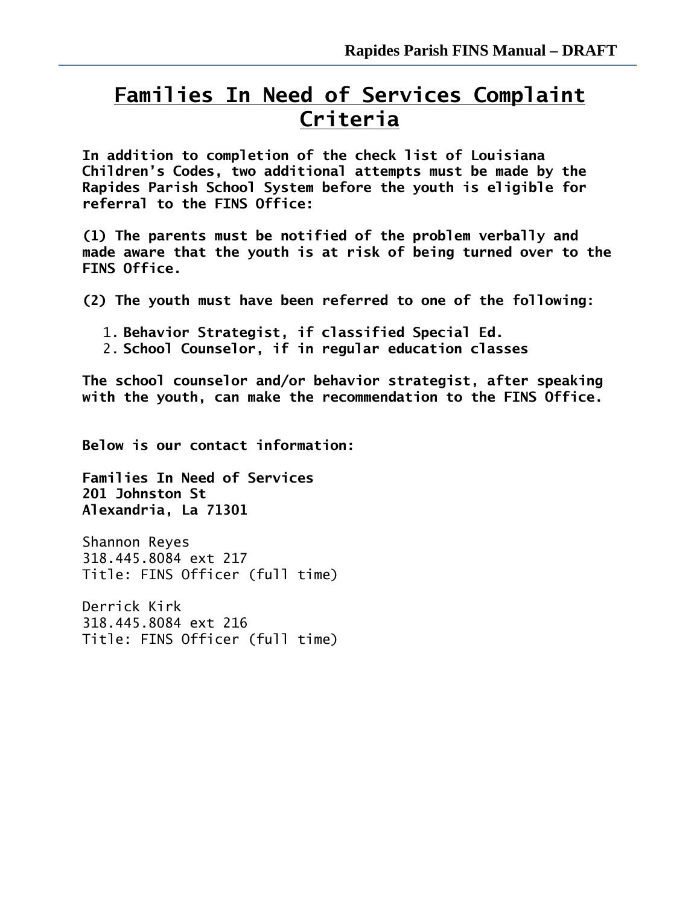# Families In Need of Services Complaint Criteria

**In addition to completion of the check list of Louisiana Children's Codes, two additional attempts must be made by the Rapides Parish School System before the youth is eligible for referral to the FINS Office:**

**(1) The parents must be notified of the problem verbally and made aware that the youth is at risk of being turned over to the FINS Office.**

**(2) The youth must have been referred to one of the following:**

1. **Behavior Strategist, if classified Special Ed.**
2. **School Counselor, if in regular education classes**

**The school counselor and/or behavior strategist, after speaking with the youth, can make the recommendation to the FINS Office.**

**Below is our contact information:**

**Families In Need of Services**
**201 Johnston St**
**Alexandria, La 71301**

Shannon Reyes
318.445.8084 ext 217
Title: FINS Officer (full time)

Derrick Kirk
318.445.8084 ext 216
Title: FINS Officer (full time)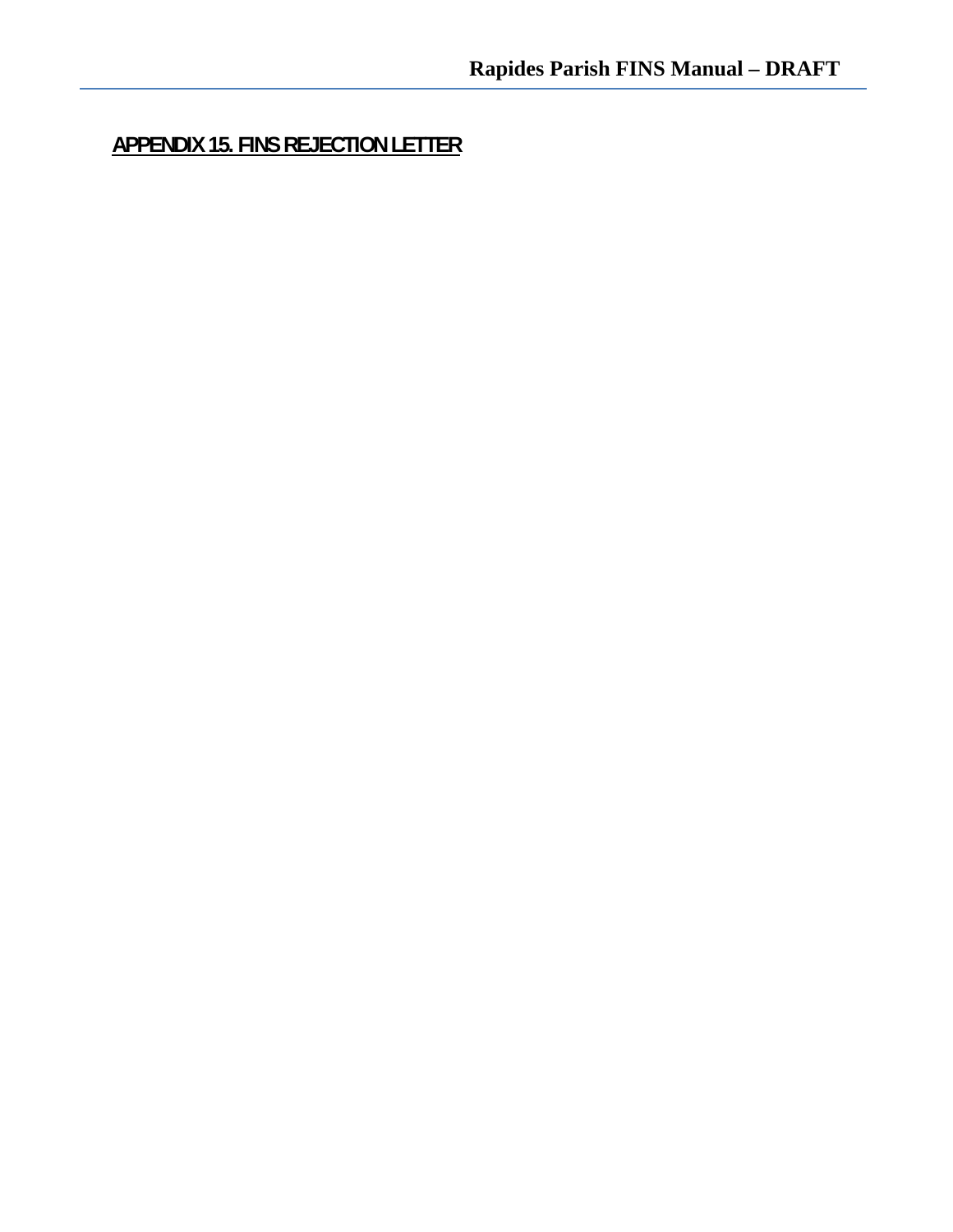## APPENDIX 15. FINS REJECTION LETTER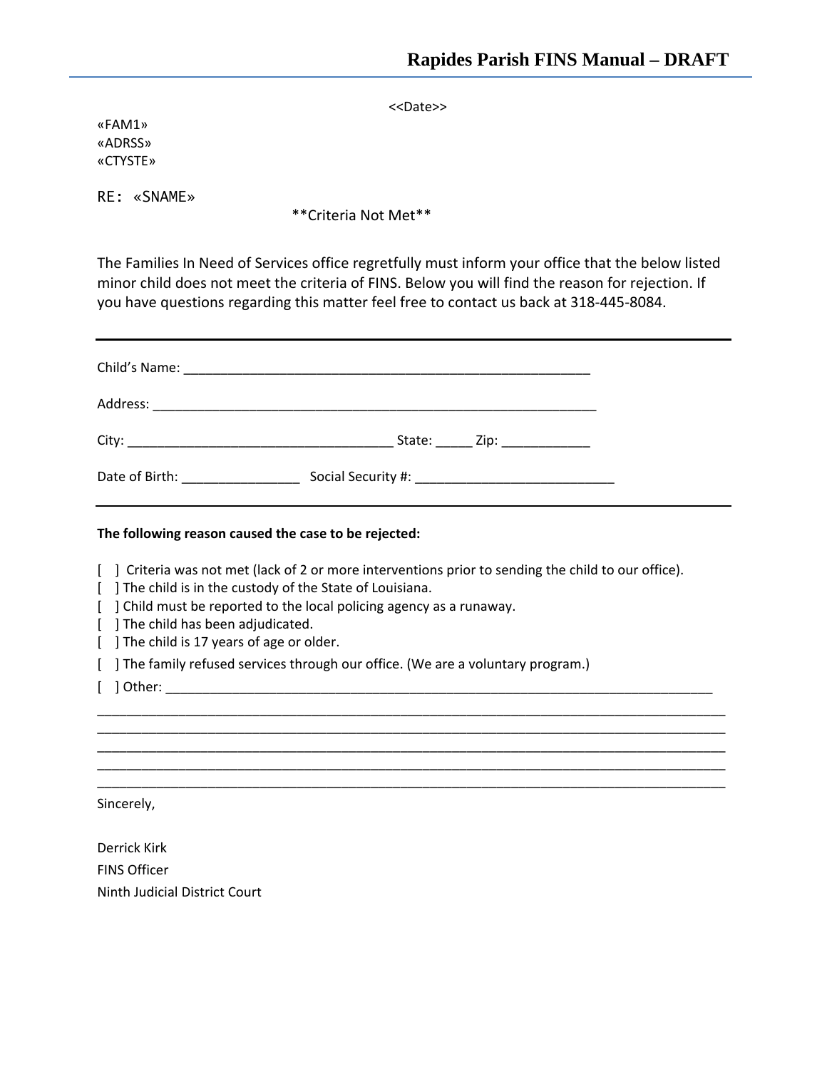<<Date>>

«FAM1»
«ADRSS»
«CTYSTE»

RE: «SNAME»

**Criteria Not Met**

The Families In Need of Services office regretfully must inform your office that the below listed minor child does not meet the criteria of FINS. Below you will find the reason for rejection. If you have questions regarding this matter feel free to contact us back at 318-445-8084.

---

Child's Name: ___________________________________________________________

Address: ________________________________________________________________

City: ______________________________________ State: _____ Zip: ____________

Date of Birth: ________________ Social Security #: ___________________________

---

**The following reason caused the case to be rejected:**

[ ] Criteria was not met (lack of 2 or more interventions prior to sending the child to our office).
[ ] The child is in the custody of the State of Louisiana.
[ ] Child must be reported to the local policing agency as a runaway.
[ ] The child has been adjudicated.
[ ] The child is 17 years of age or older.
[ ] The family refused services through our office. (We are a voluntary program.)
[ ] Other: ____________________________________________________________________________
_____________________________________________________________________________________
_____________________________________________________________________________________
_____________________________________________________________________________________
_____________________________________________________________________________________
_____________________________________________________________________________________

Sincerely,

Derrick Kirk
FINS Officer
Ninth Judicial District Court